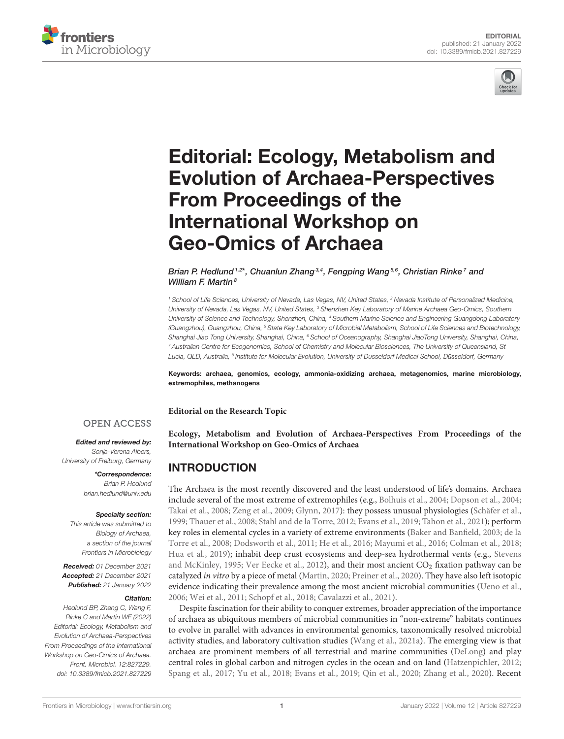EDITORIAL
published: 21 January 2022
doi: 10.3389/fmicb.2021.827229

# Editorial: Ecology, Metabolism and Evolution of Archaea-Perspectives From Proceedings of the International Workshop on Geo-Omics of Archaea

*Brian P. Hedlund[1,2]\*, Chuanlun Zhang[3,4], Fengping Wang[5,6], Christian Rinke[7] and William F. Martin[8]*

[1] School of Life Sciences, University of Nevada, Las Vegas, NV, United States, [2] Nevada Institute of Personalized Medicine, University of Nevada, Las Vegas, NV, United States, [3] Shenzhen Key Laboratory of Marine Archaea Geo-Omics, Southern University of Science and Technology, Shenzhen, China, [4] Southern Marine Science and Engineering Guangdong Laboratory (Guangzhou), Guangzhou, China, [5] State Key Laboratory of Microbial Metabolism, School of Life Sciences and Biotechnology, Shanghai Jiao Tong University, Shanghai, China, [6] School of Oceanography, Shanghai JiaoTong University, Shanghai, China, [7] Australian Centre for Ecogenomics, School of Chemistry and Molecular Biosciences, The University of Queensland, St Lucia, QLD, Australia, [8] Institute for Molecular Evolution, University of Dusseldorf Medical School, Düsseldorf, Germany

**Keywords: archaea, genomics, ecology, ammonia-oxidizing archaea, metagenomics, marine microbiology, extremophiles, methanogens**

**Editorial on the Research Topic**

**Ecology, Metabolism and Evolution of Archaea-Perspectives From Proceedings of the International Workshop on Geo-Omics of Archaea**

OPEN ACCESS

***Edited and reviewed by:***
*Sonja-Verena Albers, University of Freiburg, Germany*

***\*Correspondence:***
*Brian P. Hedlund*
*brian.hedlund@unlv.edu*

***Specialty section:***
*This article was submitted to Biology of Archaea, a section of the journal Frontiers in Microbiology*

***Received:*** *01 December 2021*
***Accepted:*** *21 December 2021*
***Published:*** *21 January 2022*

***Citation:***
*Hedlund BP, Zhang C, Wang F, Rinke C and Martin WF (2022) Editorial: Ecology, Metabolism and Evolution of Archaea-Perspectives From Proceedings of the International Workshop on Geo-Omics of Archaea. Front. Microbiol. 12:827229. doi: 10.3389/fmicb.2021.827229*

## INTRODUCTION

The Archaea is the most recently discovered and the least understood of life's domains. Archaea include several of the most extreme of extremophiles (e.g., Bolhuis et al., 2004; Dopson et al., 2004; Takai et al., 2008; Zeng et al., 2009; Glynn, 2017): they possess unusual physiologies (Schäfer et al., 1999; Thauer et al., 2008; Stahl and de la Torre, 2012; Evans et al., 2019; Tahon et al., 2021); perform key roles in elemental cycles in a variety of extreme environments (Baker and Banfield, 2003; de la Torre et al., 2008; Dodsworth et al., 2011; He et al., 2016; Mayumi et al., 2016; Colman et al., 2018; Hua et al., 2019); inhabit deep crust ecosystems and deep-sea hydrothermal vents (e.g., Stevens and McKinley, 1995; Ver Eecke et al., 2012), and their most ancient $CO_2$ fixation pathway can be catalyzed *in vitro* by a piece of metal (Martin, 2020; Preiner et al., 2020). They have also left isotopic evidence indicating their prevalence among the most ancient microbial communities (Ueno et al., 2006; Wei et al., 2011; Schopf et al., 2018; Cavalazzi et al., 2021).

Despite fascination for their ability to conquer extremes, broader appreciation of the importance of archaea as ubiquitous members of microbial communities in "non-extreme" habitats continues to evolve in parallel with advances in environmental genomics, taxonomically resolved microbial activity studies, and laboratory cultivation studies (Wang et al., 2021a). The emerging view is that archaea are prominent members of all terrestrial and marine communities (DeLong) and play central roles in global carbon and nitrogen cycles in the ocean and on land (Hatzenpichler, 2012; Spang et al., 2017; Yu et al., 2018; Evans et al., 2019; Qin et al., 2020; Zhang et al., 2020). Recent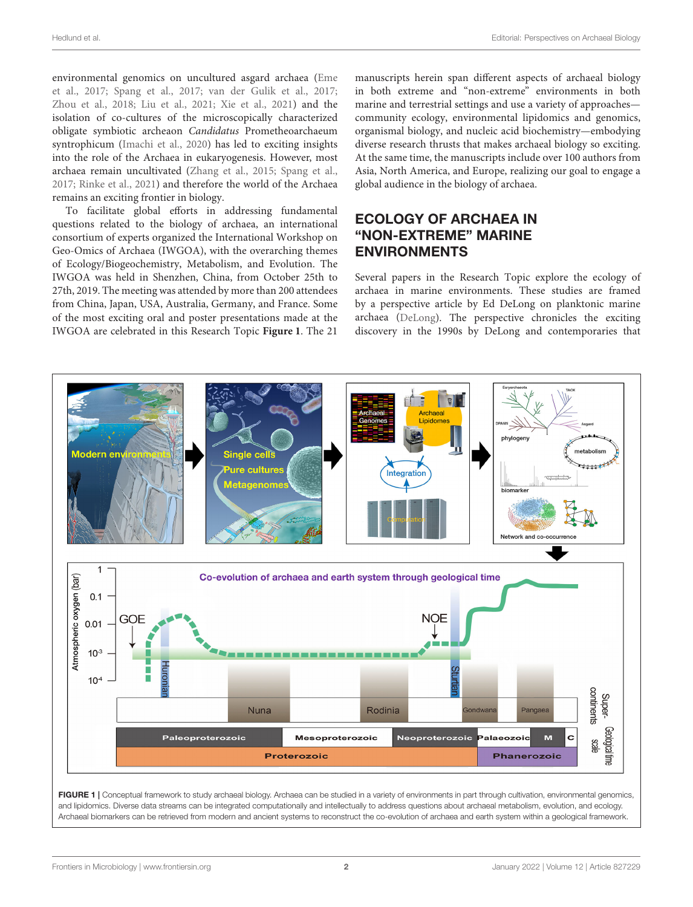environmental genomics on uncultured asgard archaea (Eme et al., 2017; Spang et al., 2017; van der Gulik et al., 2017; Zhou et al., 2018; Liu et al., 2021; Xie et al., 2021) and the isolation of co-cultures of the microscopically characterized obligate symbiotic archeaon *Candidatus* Prometheoarchaeum syntrophicum (Imachi et al., 2020) has led to exciting insights into the role of the Archaea in eukaryogenesis. However, most archaea remain uncultivated (Zhang et al., 2015; Spang et al., 2017; Rinke et al., 2021) and therefore the world of the Archaea remains an exciting frontier in biology.

To facilitate global efforts in addressing fundamental questions related to the biology of archaea, an international consortium of experts organized the International Workshop on Geo-Omics of Archaea (IWGOA), with the overarching themes of Ecology/Biogeochemistry, Metabolism, and Evolution. The IWGOA was held in Shenzhen, China, from October 25th to 27th, 2019. The meeting was attended by more than 200 attendees from China, Japan, USA, Australia, Germany, and France. Some of the most exciting oral and poster presentations made at the IWGOA are celebrated in this Research Topic **Figure 1**. The 21 manuscripts herein span different aspects of archaeal biology in both extreme and "non-extreme" environments in both marine and terrestrial settings and use a variety of approaches—community ecology, environmental lipidomics and genomics, organismal biology, and nucleic acid biochemistry—embodying diverse research thrusts that makes archaeal biology so exciting. At the same time, the manuscripts include over 100 authors from Asia, North America, and Europe, realizing our goal to engage a global audience in the biology of archaea.

## ECOLOGY OF ARCHAEA IN "NON-EXTREME" MARINE ENVIRONMENTS

Several papers in the Research Topic explore the ecology of archaea in marine environments. These studies are framed by a perspective article by Ed DeLong on planktonic marine archaea (DeLong). The perspective chronicles the exciting discovery in the 1990s by DeLong and contemporaries that

**FIGURE 1** | Conceptual framework to study archaeal biology. Archaea can be studied in a variety of environments in part through cultivation, environmental genomics, and lipidomics. Diverse data streams can be integrated computationally and intellectually to address questions about archaeal metabolism, evolution, and ecology. Archaeal biomarkers can be retrieved from modern and ancient systems to reconstruct the co-evolution of archaea and earth system within a geological framework.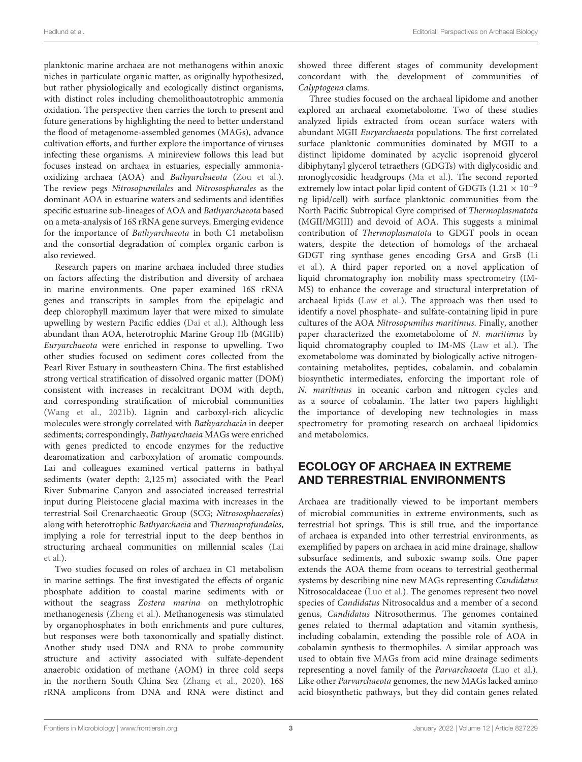planktonic marine archaea are not methanogens within anoxic niches in particulate organic matter, as originally hypothesized, but rather physiologically and ecologically distinct organisms, with distinct roles including chemolithoautotrophic ammonia oxidation. The perspective then carries the torch to present and future generations by highlighting the need to better understand the flood of metagenome-assembled genomes (MAGs), advance cultivation efforts, and further explore the importance of viruses infecting these organisms. A minireview follows this lead but focuses instead on archaea in estuaries, especially ammonia-oxidizing archaea (AOA) and *Bathyarchaeota* (Zou et al.). The review pegs *Nitrosopumilales* and *Nitrosospharales* as the dominant AOA in estuarine waters and sediments and identifies specific estuarine sub-lineages of AOA and *Bathyarchaeota* based on a meta-analysis of 16S rRNA gene surveys. Emerging evidence for the importance of *Bathyarchaeota* in both C1 metabolism and the consortial degradation of complex organic carbon is also reviewed.

Research papers on marine archaea included three studies on factors affecting the distribution and diversity of archaea in marine environments. One paper examined 16S rRNA genes and transcripts in samples from the epipelagic and deep chlorophyll maximum layer that were mixed to simulate upwelling by western Pacific eddies (Dai et al.). Although less abundant than AOA, heterotrophic Marine Group IIb (MGIIb) *Euryarchaeota* were enriched in response to upwelling. Two other studies focused on sediment cores collected from the Pearl River Estuary in southeastern China. The first established strong vertical stratification of dissolved organic matter (DOM) consistent with increases in recalcitrant DOM with depth, and corresponding stratification of microbial communities (Wang et al., 2021b). Lignin and carboxyl-rich alicyclic molecules were strongly correlated with *Bathyarchaeia* in deeper sediments; correspondingly, *Bathyarchaeia* MAGs were enriched with genes predicted to encode enzymes for the reductive dearomatization and carboxylation of aromatic compounds. Lai and colleagues examined vertical patterns in bathyal sediments (water depth: 2,125 m) associated with the Pearl River Submarine Canyon and associated increased terrestrial input during Pleistocene glacial maxima with increases in the terrestrial Soil Crenarchaeotic Group (SCG; *Nitrososphaerales*) along with heterotrophic *Bathyarchaeia* and *Thermoprofundales*, implying a role for terrestrial input to the deep benthos in structuring archaeal communities on millennial scales (Lai et al.).

Two studies focused on roles of archaea in C1 metabolism in marine settings. The first investigated the effects of organic phosphate addition to coastal marine sediments with or without the seagrass *Zostera marina* on methylotrophic methanogenesis (Zheng et al.). Methanogenesis was stimulated by organophosphates in both enrichments and pure cultures, but responses were both taxonomically and spatially distinct. Another study used DNA and RNA to probe community structure and activity associated with sulfate-dependent anaerobic oxidation of methane (AOM) in three cold seeps in the northern South China Sea (Zhang et al., 2020). 16S rRNA amplicons from DNA and RNA were distinct and showed three different stages of community development concordant with the development of communities of *Calyptogena* clams.

Three studies focused on the archaeal lipidome and another explored an archaeal exometabolome. Two of these studies analyzed lipids extracted from ocean surface waters with abundant MGII *Euryarchaeota* populations. The first correlated surface planktonic communities dominated by MGII to a distinct lipidome dominated by acyclic isoprenoid glycerol dibiphytanyl glycerol tetraethers (GDGTs) with diglycosidic and monoglycosidic headgroups (Ma et al.). The second reported extremely low intact polar lipid content of GDGTs ($1.21 \times 10^{-9}$ ng lipid/cell) with surface planktonic communities from the North Pacific Subtropical Gyre comprised of *Thermoplasmatota* (MGII/MGIII) and devoid of AOA. This suggests a minimal contribution of *Thermoplasmatota* to GDGT pools in ocean waters, despite the detection of homologs of the archaeal GDGT ring synthase genes encoding GrsA and GrsB (Li et al.). A third paper reported on a novel application of liquid chromatography ion mobility mass spectrometry (IM-MS) to enhance the coverage and structural interpretation of archaeal lipids (Law et al.). The approach was then used to identify a novel phosphate- and sulfate-containing lipid in pure cultures of the AOA *Nitrosopumilus maritimus*. Finally, another paper characterized the exometabolome of *N. maritimus* by liquid chromatography coupled to IM-MS (Law et al.). The exometabolome was dominated by biologically active nitrogen-containing metabolites, peptides, cobalamin, and cobalamin biosynthetic intermediates, enforcing the important role of *N. maritimus* in oceanic carbon and nitrogen cycles and as a source of cobalamin. The latter two papers highlight the importance of developing new technologies in mass spectrometry for promoting research on archaeal lipidomics and metabolomics.

## ECOLOGY OF ARCHAEA IN EXTREME AND TERRESTRIAL ENVIRONMENTS

Archaea are traditionally viewed to be important members of microbial communities in extreme environments, such as terrestrial hot springs. This is still true, and the importance of archaea is expanded into other terrestrial environments, as exemplified by papers on archaea in acid mine drainage, shallow subsurface sediments, and suboxic swamp soils. One paper extends the AOA theme from oceans to terrestrial geothermal systems by describing nine new MAGs representing *Candidatus* Nitrosocaldaceae (Luo et al.). The genomes represent two novel species of *Candidatus* Nitrosocaldus and a member of a second genus, *Candidatus* Nitrosothermus. The genomes contained genes related to thermal adaptation and vitamin synthesis, including cobalamin, extending the possible role of AOA in cobalamin synthesis to thermophiles. A similar approach was used to obtain five MAGs from acid mine drainage sediments representing a novel family of the *Parvarchaoeta* (Luo et al.). Like other *Parvarchaeota* genomes, the new MAGs lacked amino acid biosynthetic pathways, but they did contain genes related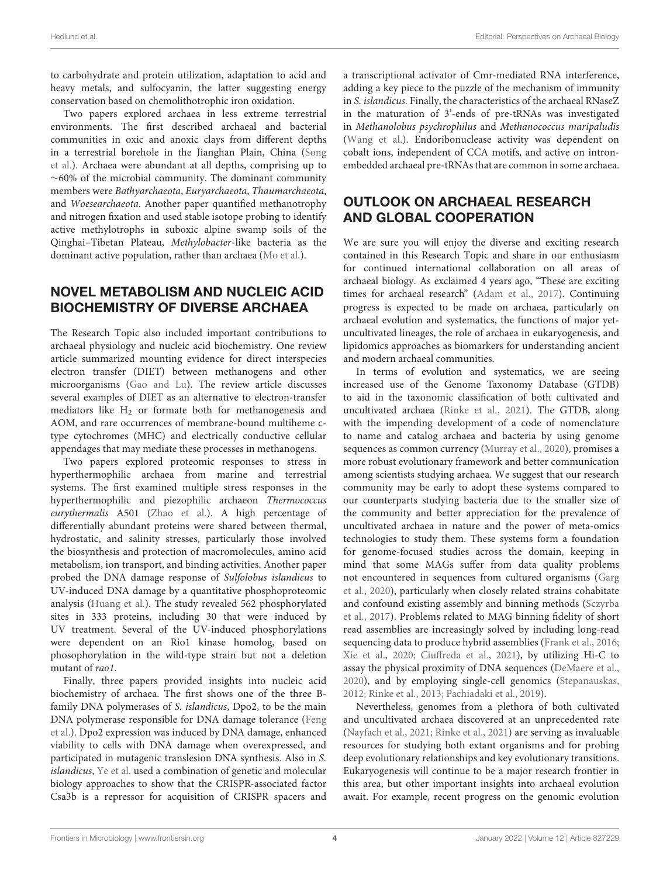to carbohydrate and protein utilization, adaptation to acid and heavy metals, and sulfocyanin, the latter suggesting energy conservation based on chemolithotrophic iron oxidation.

Two papers explored archaea in less extreme terrestrial environments. The first described archaeal and bacterial communities in oxic and anoxic clays from different depths in a terrestrial borehole in the Jianghan Plain, China (Song et al.). Archaea were abundant at all depths, comprising up to ∼60% of the microbial community. The dominant community members were *Bathyarchaeota*, *Euryarchaeota*, *Thaumarchaeota*, and *Woesearchaeota*. Another paper quantified methanotrophy and nitrogen fixation and used stable isotope probing to identify active methylotrophs in suboxic alpine swamp soils of the Qinghai–Tibetan Plateau, *Methylobacter*-like bacteria as the dominant active population, rather than archaea (Mo et al.).

## NOVEL METABOLISM AND NUCLEIC ACID BIOCHEMISTRY OF DIVERSE ARCHAEA

The Research Topic also included important contributions to archaeal physiology and nucleic acid biochemistry. One review article summarized mounting evidence for direct interspecies electron transfer (DIET) between methanogens and other microorganisms (Gao and Lu). The review article discusses several examples of DIET as an alternative to electron-transfer mediators like $H_2$ or formate both for methanogenesis and AOM, and rare occurrences of membrane-bound multiheme c-type cytochromes (MHC) and electrically conductive cellular appendages that may mediate these processes in methanogens.

Two papers explored proteomic responses to stress in hyperthermophilic archaea from marine and terrestrial systems. The first examined multiple stress responses in the hyperthermophilic and piezophilic archaeon *Thermococcus eurythermalis* A501 (Zhao et al.). A high percentage of differentially abundant proteins were shared between thermal, hydrostatic, and salinity stresses, particularly those involved the biosynthesis and protection of macromolecules, amino acid metabolism, ion transport, and binding activities. Another paper probed the DNA damage response of *Sulfolobus islandicus* to UV-induced DNA damage by a quantitative phosphoproteomic analysis (Huang et al.). The study revealed 562 phosphorylated sites in 333 proteins, including 30 that were induced by UV treatment. Several of the UV-induced phosphorylations were dependent on an Rio1 kinase homolog, based on phosophorylation in the wild-type strain but not a deletion mutant of *rao1*.

Finally, three papers provided insights into nucleic acid biochemistry of archaea. The first shows one of the three B-family DNA polymerases of *S. islandicus*, Dpo2, to be the main DNA polymerase responsible for DNA damage tolerance (Feng et al.). Dpo2 expression was induced by DNA damage, enhanced viability to cells with DNA damage when overexpressed, and participated in mutagenic translesion DNA synthesis. Also in *S. islandicus*, Ye et al. used a combination of genetic and molecular biology approaches to show that the CRISPR-associated factor Csa3b is a repressor for acquisition of CRISPR spacers and a transcriptional activator of Cmr-mediated RNA interference, adding a key piece to the puzzle of the mechanism of immunity in *S. islandicus*. Finally, the characteristics of the archaeal RNaseZ in the maturation of 3'-ends of pre-tRNAs was investigated in *Methanolobus psychrophilus* and *Methanococcus maripaludis* (Wang et al.). Endoribonuclease activity was dependent on cobalt ions, independent of CCA motifs, and active on intron-embedded archaeal pre-tRNAs that are common in some archaea.

## OUTLOOK ON ARCHAEAL RESEARCH AND GLOBAL COOPERATION

We are sure you will enjoy the diverse and exciting research contained in this Research Topic and share in our enthusiasm for continued international collaboration on all areas of archaeal biology. As exclaimed 4 years ago, "These are exciting times for archaeal research" (Adam et al., 2017). Continuing progress is expected to be made on archaea, particularly on archaeal evolution and systematics, the functions of major yet-uncultivated lineages, the role of archaea in eukaryogenesis, and lipidomics approaches as biomarkers for understanding ancient and modern archaeal communities.

In terms of evolution and systematics, we are seeing increased use of the Genome Taxonomy Database (GTDB) to aid in the taxonomic classification of both cultivated and uncultivated archaea (Rinke et al., 2021). The GTDB, along with the impending development of a code of nomenclature to name and catalog archaea and bacteria by using genome sequences as common currency (Murray et al., 2020), promises a more robust evolutionary framework and better communication among scientists studying archaea. We suggest that our research community may be early to adopt these systems compared to our counterparts studying bacteria due to the smaller size of the community and better appreciation for the prevalence of uncultivated archaea in nature and the power of meta-omics technologies to study them. These systems form a foundation for genome-focused studies across the domain, keeping in mind that some MAGs suffer from data quality problems not encountered in sequences from cultured organisms (Garg et al., 2020), particularly when closely related strains cohabitate and confound existing assembly and binning methods (Sczyrba et al., 2017). Problems related to MAG binning fidelity of short read assemblies are increasingly solved by including long-read sequencing data to produce hybrid assemblies (Frank et al., 2016; Xie et al., 2020; Ciuffreda et al., 2021), by utilizing Hi-C to assay the physical proximity of DNA sequences (DeMaere et al., 2020), and by employing single-cell genomics (Stepanauskas, 2012; Rinke et al., 2013; Pachiadaki et al., 2019).

Nevertheless, genomes from a plethora of both cultivated and uncultivated archaea discovered at an unprecedented rate (Nayfach et al., 2021; Rinke et al., 2021) are serving as invaluable resources for studying both extant organisms and for probing deep evolutionary relationships and key evolutionary transitions. Eukaryogenesis will continue to be a major research frontier in this area, but other important insights into archaeal evolution await. For example, recent progress on the genomic evolution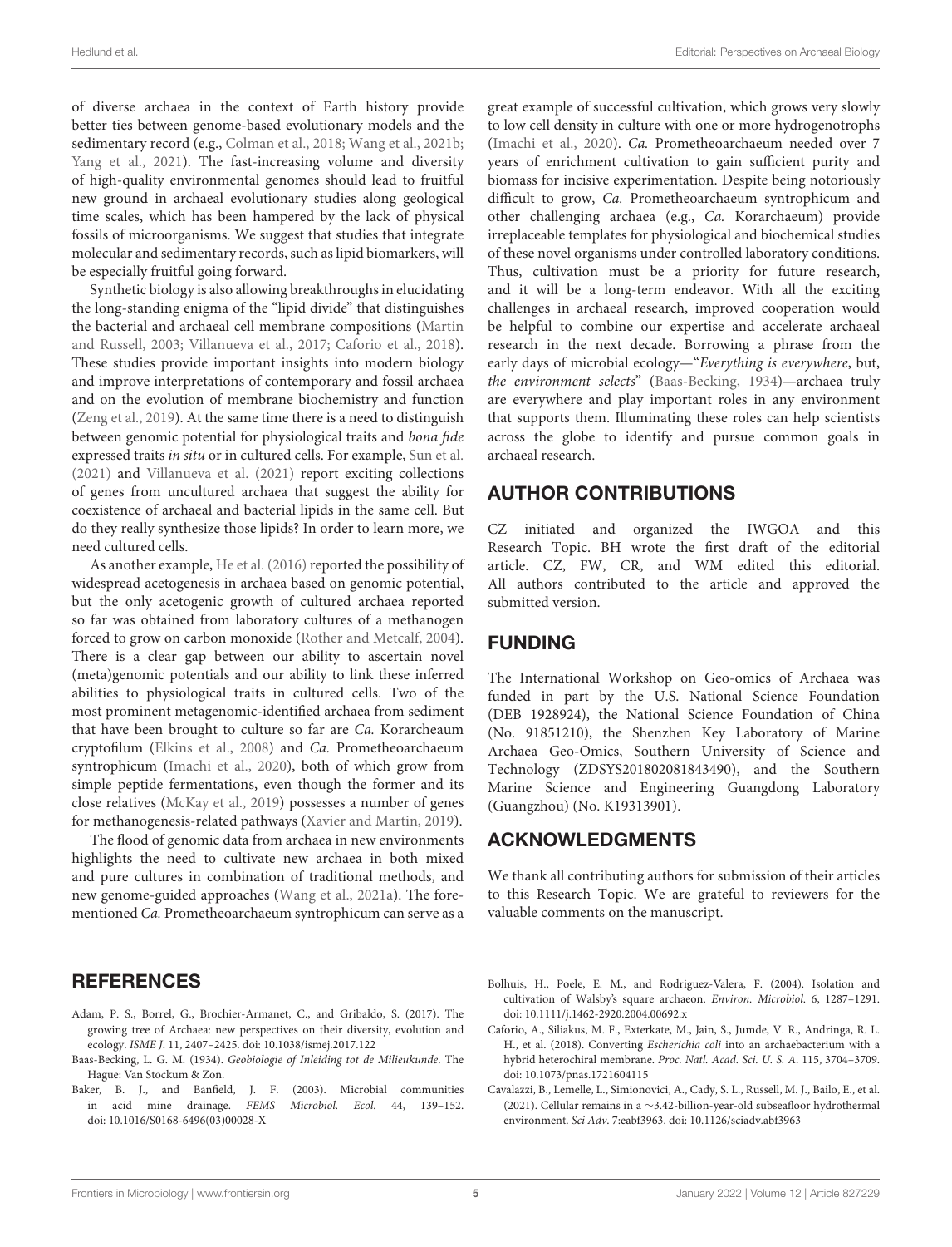of diverse archaea in the context of Earth history provide better ties between genome-based evolutionary models and the sedimentary record (e.g., Colman et al., 2018; Wang et al., 2021b; Yang et al., 2021). The fast-increasing volume and diversity of high-quality environmental genomes should lead to fruitful new ground in archaeal evolutionary studies along geological time scales, which has been hampered by the lack of physical fossils of microorganisms. We suggest that studies that integrate molecular and sedimentary records, such as lipid biomarkers, will be especially fruitful going forward.

Synthetic biology is also allowing breakthroughs in elucidating the long-standing enigma of the "lipid divide" that distinguishes the bacterial and archaeal cell membrane compositions (Martin and Russell, 2003; Villanueva et al., 2017; Caforio et al., 2018). These studies provide important insights into modern biology and improve interpretations of contemporary and fossil archaea and on the evolution of membrane biochemistry and function (Zeng et al., 2019). At the same time there is a need to distinguish between genomic potential for physiological traits and *bona fide* expressed traits *in situ* or in cultured cells. For example, Sun et al. (2021) and Villanueva et al. (2021) report exciting collections of genes from uncultured archaea that suggest the ability for coexistence of archaeal and bacterial lipids in the same cell. But do they really synthesize those lipids? In order to learn more, we need cultured cells.

As another example, He et al. (2016) reported the possibility of widespread acetogenesis in archaea based on genomic potential, but the only acetogenic growth of cultured archaea reported so far was obtained from laboratory cultures of a methanogen forced to grow on carbon monoxide (Rother and Metcalf, 2004). There is a clear gap between our ability to ascertain novel (meta)genomic potentials and our ability to link these inferred abilities to physiological traits in cultured cells. Two of the most prominent metagenomic-identified archaea from sediment that have been brought to culture so far are *Ca.* Korarcheaum cryptofilum (Elkins et al., 2008) and *Ca.* Prometheoarchaeum syntrophicum (Imachi et al., 2020), both of which grow from simple peptide fermentations, even though the former and its close relatives (McKay et al., 2019) possesses a number of genes for methanogenesis-related pathways (Xavier and Martin, 2019).

The flood of genomic data from archaea in new environments highlights the need to cultivate new archaea in both mixed and pure cultures in combination of traditional methods, and new genome-guided approaches (Wang et al., 2021a). The fore-mentioned *Ca.* Prometheoarchaeum syntrophicum can serve as a great example of successful cultivation, which grows very slowly to low cell density in culture with one or more hydrogenotrophs (Imachi et al., 2020). *Ca.* Prometheoarchaeum needed over 7 years of enrichment cultivation to gain sufficient purity and biomass for incisive experimentation. Despite being notoriously difficult to grow, *Ca.* Prometheoarchaeum syntrophicum and other challenging archaea (e.g., *Ca.* Korarchaeum) provide irreplaceable templates for physiological and biochemical studies of these novel organisms under controlled laboratory conditions. Thus, cultivation must be a priority for future research, and it will be a long-term endeavor. With all the exciting challenges in archaeal research, improved cooperation would be helpful to combine our expertise and accelerate archaeal research in the next decade. Borrowing a phrase from the early days of microbial ecology—"*Everything is everywhere*, but, *the environment selects*" (Baas-Becking, 1934)—archaea truly are everywhere and play important roles in any environment that supports them. Illuminating these roles can help scientists across the globe to identify and pursue common goals in archaeal research.

## AUTHOR CONTRIBUTIONS

CZ initiated and organized the IWGOA and this Research Topic. BH wrote the first draft of the editorial article. CZ, FW, CR, and WM edited this editorial. All authors contributed to the article and approved the submitted version.

## FUNDING

The International Workshop on Geo-omics of Archaea was funded in part by the U.S. National Science Foundation (DEB 1928924), the National Science Foundation of China (No. 91851210), the Shenzhen Key Laboratory of Marine Archaea Geo-Omics, Southern University of Science and Technology (ZDSYS201802081843490), and the Southern Marine Science and Engineering Guangdong Laboratory (Guangzhou) (No. K19313901).

## ACKNOWLEDGMENTS

We thank all contributing authors for submission of their articles to this Research Topic. We are grateful to reviewers for the valuable comments on the manuscript.

## REFERENCES

Adam, P. S., Borrel, G., Brochier-Armanet, C., and Gribaldo, S. (2017). The growing tree of Archaea: new perspectives on their diversity, evolution and ecology. *ISME J.* 11, 2407–2425. doi: 10.1038/ismej.2017.122

Baas-Becking, L. G. M. (1934). *Geobiologie of Inleiding tot de Milieukunde*. The Hague: Van Stockum & Zon.

Baker, B. J., and Banfield, J. F. (2003). Microbial communities in acid mine drainage. *FEMS Microbiol. Ecol.* 44, 139–152. doi: 10.1016/S0168-6496(03)00028-X

Bolhuis, H., Poele, E. M., and Rodriguez-Valera, F. (2004). Isolation and cultivation of Walsby's square archaeon. *Environ. Microbiol.* 6, 1287–1291. doi: 10.1111/j.1462-2920.2004.00692.x

Caforio, A., Siliakus, M. F., Exterkate, M., Jain, S., Jumde, V. R., Andringa, R. L. H., et al. (2018). Converting *Escherichia coli* into an archaebacterium with a hybrid heterochiral membrane. *Proc. Natl. Acad. Sci. U. S. A.* 115, 3704–3709. doi: 10.1073/pnas.1721604115

Cavalazzi, B., Lemelle, L., Simionovici, A., Cady, S. L., Russell, M. J., Bailo, E., et al. (2021). Cellular remains in a ∼3.42-billion-year-old subseafloor hydrothermal environment. *Sci Adv.* 7:eabf3963. doi: 10.1126/sciadv.abf3963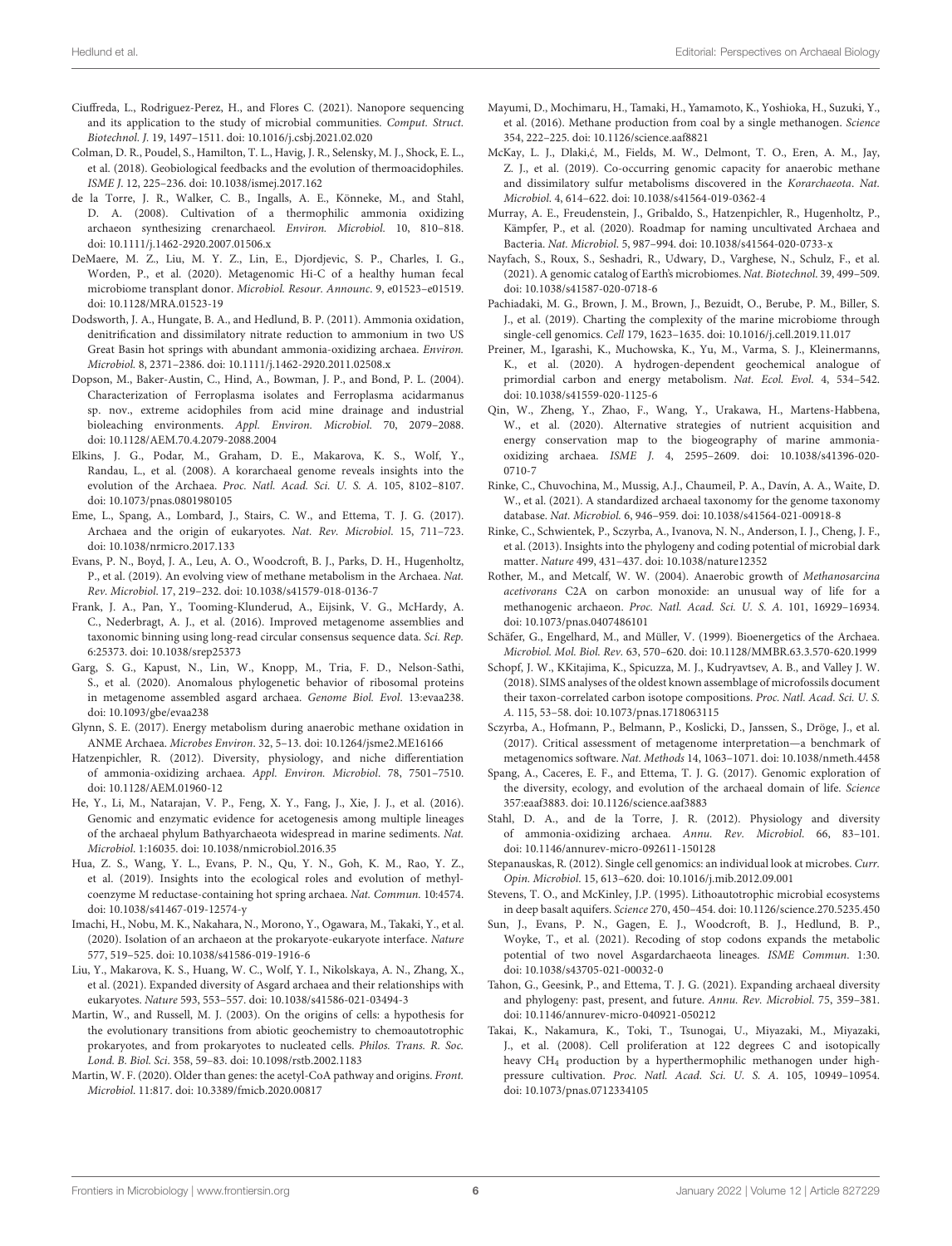Ciuffreda, L., Rodriguez-Perez, H., and Flores C. (2021). Nanopore sequencing and its application to the study of microbial communities. *Comput. Struct. Biotechnol. J.* 19, 1497–1511. doi: 10.1016/j.csbj.2021.02.020

Colman, D. R., Poudel, S., Hamilton, T. L., Havig, J. R., Selensky, M. J., Shock, E. L., et al. (2018). Geobiological feedbacks and the evolution of thermoacidophiles. *ISME J.* 12, 225–236. doi: 10.1038/ismej.2017.162

de la Torre, J. R., Walker, C. B., Ingalls, A. E., Könneke, M., and Stahl, D. A. (2008). Cultivation of a thermophilic ammonia oxidizing archaeon synthesizing crenarchaeol. *Environ. Microbiol.* 10, 810–818. doi: 10.1111/j.1462-2920.2007.01506.x

DeMaere, M. Z., Liu, M. Y. Z., Lin, E., Djordjevic, S. P., Charles, I. G., Worden, P., et al. (2020). Metagenomic Hi-C of a healthy human fecal microbiome transplant donor. *Microbiol. Resour. Announc.* 9, e01523–e01519. doi: 10.1128/MRA.01523-19

Dodsworth, J. A., Hungate, B. A., and Hedlund, B. P. (2011). Ammonia oxidation, denitrification and dissimilatory nitrate reduction to ammonium in two US Great Basin hot springs with abundant ammonia-oxidizing archaea. *Environ. Microbiol.* 8, 2371–2386. doi: 10.1111/j.1462-2920.2011.02508.x

Dopson, M., Baker-Austin, C., Hind, A., Bowman, J. P., and Bond, P. L. (2004). Characterization of Ferroplasma isolates and Ferroplasma acidarmanus sp. nov., extreme acidophiles from acid mine drainage and industrial bioleaching environments. *Appl. Environ. Microbiol.* 70, 2079–2088. doi: 10.1128/AEM.70.4.2079-2088.2004

Elkins, J. G., Podar, M., Graham, D. E., Makarova, K. S., Wolf, Y., Randau, L., et al. (2008). A korarchaeal genome reveals insights into the evolution of the Archaea. *Proc. Natl. Acad. Sci. U. S. A.* 105, 8102–8107. doi: 10.1073/pnas.0801980105

Eme, L., Spang, A., Lombard, J., Stairs, C. W., and Ettema, T. J. G. (2017). Archaea and the origin of eukaryotes. *Nat. Rev. Microbiol.* 15, 711–723. doi: 10.1038/nrmicro.2017.133

Evans, P. N., Boyd, J. A., Leu, A. O., Woodcroft, B. J., Parks, D. H., Hugenholtz, P., et al. (2019). An evolving view of methane metabolism in the Archaea. *Nat. Rev. Microbiol.* 17, 219–232. doi: 10.1038/s41579-018-0136-7

Frank, J. A., Pan, Y., Tooming-Klunderud, A., Eijsink, V. G., McHardy, A. C., Nederbragt, A. J., et al. (2016). Improved metagenome assemblies and taxonomic binning using long-read circular consensus sequence data. *Sci. Rep.* 6:25373. doi: 10.1038/srep25373

Garg, S. G., Kapust, N., Lin, W., Knopp, M., Tria, F. D., Nelson-Sathi, S., et al. (2020). Anomalous phylogenetic behavior of ribosomal proteins in metagenome assembled asgard archaea. *Genome Biol. Evol.* 13:evaa238. doi: 10.1093/gbe/evaa238

Glynn, S. E. (2017). Energy metabolism during anaerobic methane oxidation in ANME Archaea. *Microbes Environ.* 32, 5–13. doi: 10.1264/jsme2.ME16166

Hatzenpichler, R. (2012). Diversity, physiology, and niche differentiation of ammonia-oxidizing archaea. *Appl. Environ. Microbiol.* 78, 7501–7510. doi: 10.1128/AEM.01960-12

He, Y., Li, M., Natarajan, V. P., Feng, X. Y., Fang, J., Xie, J. J., et al. (2016). Genomic and enzymatic evidence for acetogenesis among multiple lineages of the archaeal phylum Bathyarchaeota widespread in marine sediments. *Nat. Microbiol.* 1:16035. doi: 10.1038/nmicrobiol.2016.35

Hua, Z. S., Wang, Y. L., Evans, P. N., Qu, Y. N., Goh, K. M., Rao, Y. Z., et al. (2019). Insights into the ecological roles and evolution of methyl-coenzyme M reductase-containing hot spring archaea. *Nat. Commun.* 10:4574. doi: 10.1038/s41467-019-12574-y

Imachi, H., Nobu, M. K., Nakahara, N., Morono, Y., Ogawara, M., Takaki, Y., et al. (2020). Isolation of an archaeon at the prokaryote-eukaryote interface. *Nature* 577, 519–525. doi: 10.1038/s41586-019-1916-6

Liu, Y., Makarova, K. S., Huang, W. C., Wolf, Y. I., Nikolskaya, A. N., Zhang, X., et al. (2021). Expanded diversity of Asgard archaea and their relationships with eukaryotes. *Nature* 593, 553–557. doi: 10.1038/s41586-021-03494-3

Martin, W., and Russell, M. J. (2003). On the origins of cells: a hypothesis for the evolutionary transitions from abiotic geochemistry to chemoautotrophic prokaryotes, and from prokaryotes to nucleated cells. *Philos. Trans. R. Soc. Lond. B. Biol. Sci.* 358, 59–83. doi: 10.1098/rstb.2002.1183

Martin, W. F. (2020). Older than genes: the acetyl-CoA pathway and origins. *Front. Microbiol.* 11:817. doi: 10.3389/fmicb.2020.00817

Mayumi, D., Mochimaru, H., Tamaki, H., Yamamoto, K., Yoshioka, H., Suzuki, Y., et al. (2016). Methane production from coal by a single methanogen. *Science* 354, 222–225. doi: 10.1126/science.aaf8821

McKay, L. J., Dlakić, M., Fields, M. W., Delmont, T. O., Eren, A. M., Jay, Z. J., et al. (2019). Co-occurring genomic capacity for anaerobic methane and dissimilatory sulfur metabolisms discovered in the *Korarchaeota*. *Nat. Microbiol.* 4, 614–622. doi: 10.1038/s41564-019-0362-4

Murray, A. E., Freudenstein, J., Gribaldo, S., Hatzenpichler, R., Hugenholtz, P., Kämpfer, P., et al. (2020). Roadmap for naming uncultivated Archaea and Bacteria. *Nat. Microbiol.* 5, 987–994. doi: 10.1038/s41564-020-0733-x

Nayfach, S., Roux, S., Seshadri, R., Udwary, D., Varghese, N., Schulz, F., et al. (2021). A genomic catalog of Earth's microbiomes. *Nat. Biotechnol.* 39, 499–509. doi: 10.1038/s41587-020-0718-6

Pachiadaki, M. G., Brown, J. M., Brown, J., Bezuidt, O., Berube, P. M., Biller, S. J., et al. (2019). Charting the complexity of the marine microbiome through single-cell genomics. *Cell* 179, 1623–1635. doi: 10.1016/j.cell.2019.11.017

Preiner, M., Igarashi, K., Muchowska, K., Yu, M., Varma, S. J., Kleinermanns, K., et al. (2020). A hydrogen-dependent geochemical analogue of primordial carbon and energy metabolism. *Nat. Ecol. Evol.* 4, 534–542. doi: 10.1038/s41559-020-1125-6

Qin, W., Zheng, Y., Zhao, F., Wang, Y., Urakawa, H., Martens-Habbena, W., et al. (2020). Alternative strategies of nutrient acquisition and energy conservation map to the biogeography of marine ammonia-oxidizing archaea. *ISME J.* 4, 2595–2609. doi: 10.1038/s41396-020-0710-7

Rinke, C., Chuvochina, M., Mussig, A.J., Chaumeil, P. A., Davín, A. A., Waite, D. W., et al. (2021). A standardized archaeal taxonomy for the genome taxonomy database. *Nat. Microbiol.* 6, 946–959. doi: 10.1038/s41564-021-00918-8

Rinke, C., Schwientek, P., Sczyrba, A., Ivanova, N. N., Anderson, I. J., Cheng, J. F., et al. (2013). Insights into the phylogeny and coding potential of microbial dark matter. *Nature* 499, 431–437. doi: 10.1038/nature12352

Rother, M., and Metcalf, W. W. (2004). Anaerobic growth of *Methanosarcina acetivorans* C2A on carbon monoxide: an unusual way of life for a methanogenic archaeon. *Proc. Natl. Acad. Sci. U. S. A.* 101, 16929–16934. doi: 10.1073/pnas.0407486101

Schäfer, G., Engelhard, M., and Müller, V. (1999). Bioenergetics of the Archaea. *Microbiol. Mol. Biol. Rev.* 63, 570–620. doi: 10.1128/MMBR.63.3.570-620.1999

Schopf, J. W., KKitajima, K., Spicuzza, M. J., Kudryavtsev, A. B., and Valley J. W. (2018). SIMS analyses of the oldest known assemblage of microfossils document their taxon-correlated carbon isotope compositions. *Proc. Natl. Acad. Sci. U. S. A.* 115, 53–58. doi: 10.1073/pnas.1718063115

Sczyrba, A., Hofmann, P., Belmann, P., Koslicki, D., Janssen, S., Dröge, J., et al. (2017). Critical assessment of metagenome interpretation—a benchmark of metagenomics software. *Nat. Methods* 14, 1063–1071. doi: 10.1038/nmeth.4458

Spang, A., Caceres, E. F., and Ettema, T. J. G. (2017). Genomic exploration of the diversity, ecology, and evolution of the archaeal domain of life. *Science* 357:eaaf3883. doi: 10.1126/science.aaf3883

Stahl, D. A., and de la Torre, J. R. (2012). Physiology and diversity of ammonia-oxidizing archaea. *Annu. Rev. Microbiol.* 66, 83–101. doi: 10.1146/annurev-micro-092611-150128

Stepanauskas, R. (2012). Single cell genomics: an individual look at microbes. *Curr. Opin. Microbiol.* 15, 613–620. doi: 10.1016/j.mib.2012.09.001

Stevens, T. O., and McKinley, J.P. (1995). Lithoautotrophic microbial ecosystems in deep basalt aquifers. *Science* 270, 450–454. doi: 10.1126/science.270.5235.450

Sun, J., Evans, P. N., Gagen, E. J., Woodcroft, B. J., Hedlund, B. P., Woyke, T., et al. (2021). Recoding of stop codons expands the metabolic potential of two novel Asgardarchaeota lineages. *ISME Commun.* 1:30. doi: 10.1038/s43705-021-00032-0

Tahon, G., Geesink, P., and Ettema, T. J. G. (2021). Expanding archaeal diversity and phylogeny: past, present, and future. *Annu. Rev. Microbiol.* 75, 359–381. doi: 10.1146/annurev-micro-040921-050212

Takai, K., Nakamura, K., Toki, T., Tsunogai, U., Miyazaki, M., Miyazaki, J., et al. (2008). Cell proliferation at 122 degrees C and isotopically heavy $CH_4$ production by a hyperthermophilic methanogen under high-pressure cultivation. *Proc. Natl. Acad. Sci. U. S. A.* 105, 10949–10954. doi: 10.1073/pnas.0712334105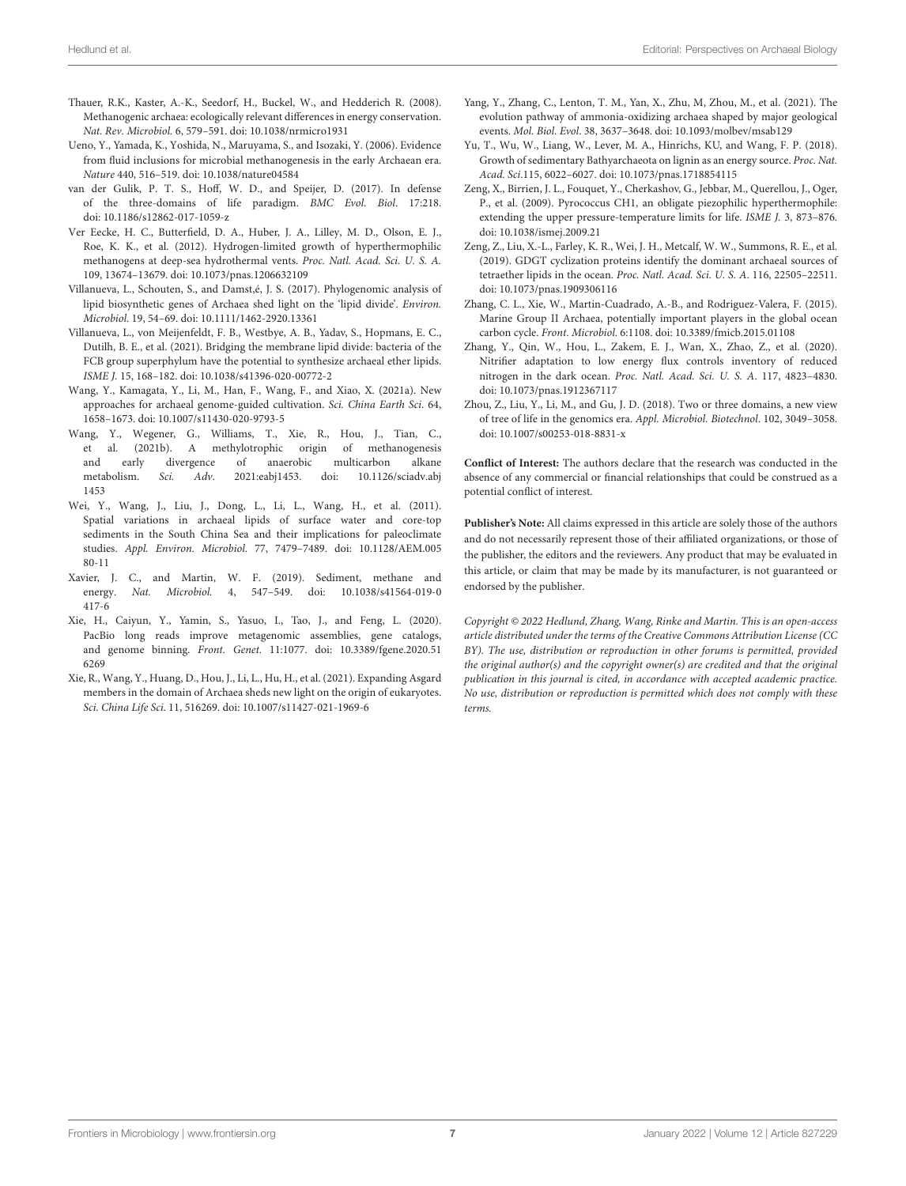Thauer, R.K., Kaster, A.-K., Seedorf, H., Buckel, W., and Hedderich R. (2008). Methanogenic archaea: ecologically relevant differences in energy conservation. *Nat. Rev. Microbiol.* 6, 579–591. doi: 10.1038/nrmicro1931

Ueno, Y., Yamada, K., Yoshida, N., Maruyama, S., and Isozaki, Y. (2006). Evidence from fluid inclusions for microbial methanogenesis in the early Archaean era. *Nature* 440, 516–519. doi: 10.1038/nature04584

van der Gulik, P. T. S., Hoff, W. D., and Speijer, D. (2017). In defense of the three-domains of life paradigm. *BMC Evol. Biol*. 17:218. doi: 10.1186/s12862-017-1059-z

Ver Eecke, H. C., Butterfield, D. A., Huber, J. A., Lilley, M. D., Olson, E. J., Roe, K. K., et al. (2012). Hydrogen-limited growth of hyperthermophilic methanogens at deep-sea hydrothermal vents. *Proc. Natl. Acad. Sci. U. S. A.* 109, 13674–13679. doi: 10.1073/pnas.1206632109

Villanueva, L., Schouten, S., and Damst,é, J. S. (2017). Phylogenomic analysis of lipid biosynthetic genes of Archaea shed light on the 'lipid divide'. *Environ. Microbiol.* 19, 54–69. doi: 10.1111/1462-2920.13361

Villanueva, L., von Meijenfeldt, F. B., Westbye, A. B., Yadav, S., Hopmans, E. C., Dutilh, B. E., et al. (2021). Bridging the membrane lipid divide: bacteria of the FCB group superphylum have the potential to synthesize archaeal ether lipids. *ISME J.* 15, 168–182. doi: 10.1038/s41396-020-00772-2

Wang, Y., Kamagata, Y., Li, M., Han, F., Wang, F., and Xiao, X. (2021a). New approaches for archaeal genome-guided cultivation. *Sci. China Earth Sci*. 64, 1658–1673. doi: 10.1007/s11430-020-9793-5

Wang, Y., Wegener, G., Williams, T., Xie, R., Hou, J., Tian, C., et al. (2021b). A methylotrophic origin of methanogenesis and early divergence of anaerobic multicarbon alkane metabolism. *Sci. Adv*. 2021:eabj1453. doi: 10.1126/sciadv.abj1453

Wei, Y., Wang, J., Liu, J., Dong, L., Li, L., Wang, H., et al. (2011). Spatial variations in archaeal lipids of surface water and core-top sediments in the South China Sea and their implications for paleoclimate studies. *Appl. Environ. Microbiol*. 77, 7479–7489. doi: 10.1128/AEM.00580-11

Xavier, J. C., and Martin, W. F. (2019). Sediment, methane and energy. *Nat. Microbiol.* 4, 547–549. doi: 10.1038/s41564-019-0417-6

Xie, H., Caiyun, Y., Yamin, S., Yasuo, I., Tao, J., and Feng, L. (2020). PacBio long reads improve metagenomic assemblies, gene catalogs, and genome binning. *Front. Genet*. 11:1077. doi: 10.3389/fgene.2020.516269

Xie, R., Wang, Y., Huang, D., Hou, J., Li, L., Hu, H., et al. (2021). Expanding Asgard members in the domain of Archaea sheds new light on the origin of eukaryotes. *Sci. China Life Sci*. 11, 516269. doi: 10.1007/s11427-021-1969-6

Yang, Y., Zhang, C., Lenton, T. M., Yan, X., Zhu, M, Zhou, M., et al. (2021). The evolution pathway of ammonia-oxidizing archaea shaped by major geological events. *Mol. Biol. Evol*. 38, 3637–3648. doi: 10.1093/molbev/msab129

Yu, T., Wu, W., Liang, W., Lever, M. A., Hinrichs, KU, and Wang, F. P. (2018). Growth of sedimentary Bathyarchaeota on lignin as an energy source. *Proc. Nat. Acad. Sci.*115, 6022–6027. doi: 10.1073/pnas.1718854115

Zeng, X., Birrien, J. L., Fouquet, Y., Cherkashov, G., Jebbar, M., Querellou, J., Oger, P., et al. (2009). Pyrococcus CH1, an obligate piezophilic hyperthermophile: extending the upper pressure-temperature limits for life. *ISME J.* 3, 873–876. doi: 10.1038/ismej.2009.21

Zeng, Z., Liu, X.-L., Farley, K. R., Wei, J. H., Metcalf, W. W., Summons, R. E., et al. (2019). GDGT cyclization proteins identify the dominant archaeal sources of tetraether lipids in the ocean. *Proc. Natl. Acad. Sci. U. S. A.* 116, 22505–22511. doi: 10.1073/pnas.1909306116

Zhang, C. L., Xie, W., Martin-Cuadrado, A.-B., and Rodriguez-Valera, F. (2015). Marine Group II Archaea, potentially important players in the global ocean carbon cycle. *Front. Microbiol*. 6:1108. doi: 10.3389/fmicb.2015.01108

Zhang, Y., Qin, W., Hou, L., Zakem, E. J., Wan, X., Zhao, Z., et al. (2020). Nitrifier adaptation to low energy flux controls inventory of reduced nitrogen in the dark ocean. *Proc. Natl. Acad. Sci. U. S. A*. 117, 4823–4830. doi: 10.1073/pnas.1912367117

Zhou, Z., Liu, Y., Li, M., and Gu, J. D. (2018). Two or three domains, a new view of tree of life in the genomics era. *Appl. Microbiol. Biotechnol*. 102, 3049–3058. doi: 10.1007/s00253-018-8831-x

**Conflict of Interest:** The authors declare that the research was conducted in the absence of any commercial or financial relationships that could be construed as a potential conflict of interest.

**Publisher's Note:** All claims expressed in this article are solely those of the authors and do not necessarily represent those of their affiliated organizations, or those of the publisher, the editors and the reviewers. Any product that may be evaluated in this article, or claim that may be made by its manufacturer, is not guaranteed or endorsed by the publisher.

*Copyright © 2022 Hedlund, Zhang, Wang, Rinke and Martin. This is an open-access article distributed under the terms of the Creative Commons Attribution License (CC BY). The use, distribution or reproduction in other forums is permitted, provided the original author(s) and the copyright owner(s) are credited and that the original publication in this journal is cited, in accordance with accepted academic practice. No use, distribution or reproduction is permitted which does not comply with these terms.*